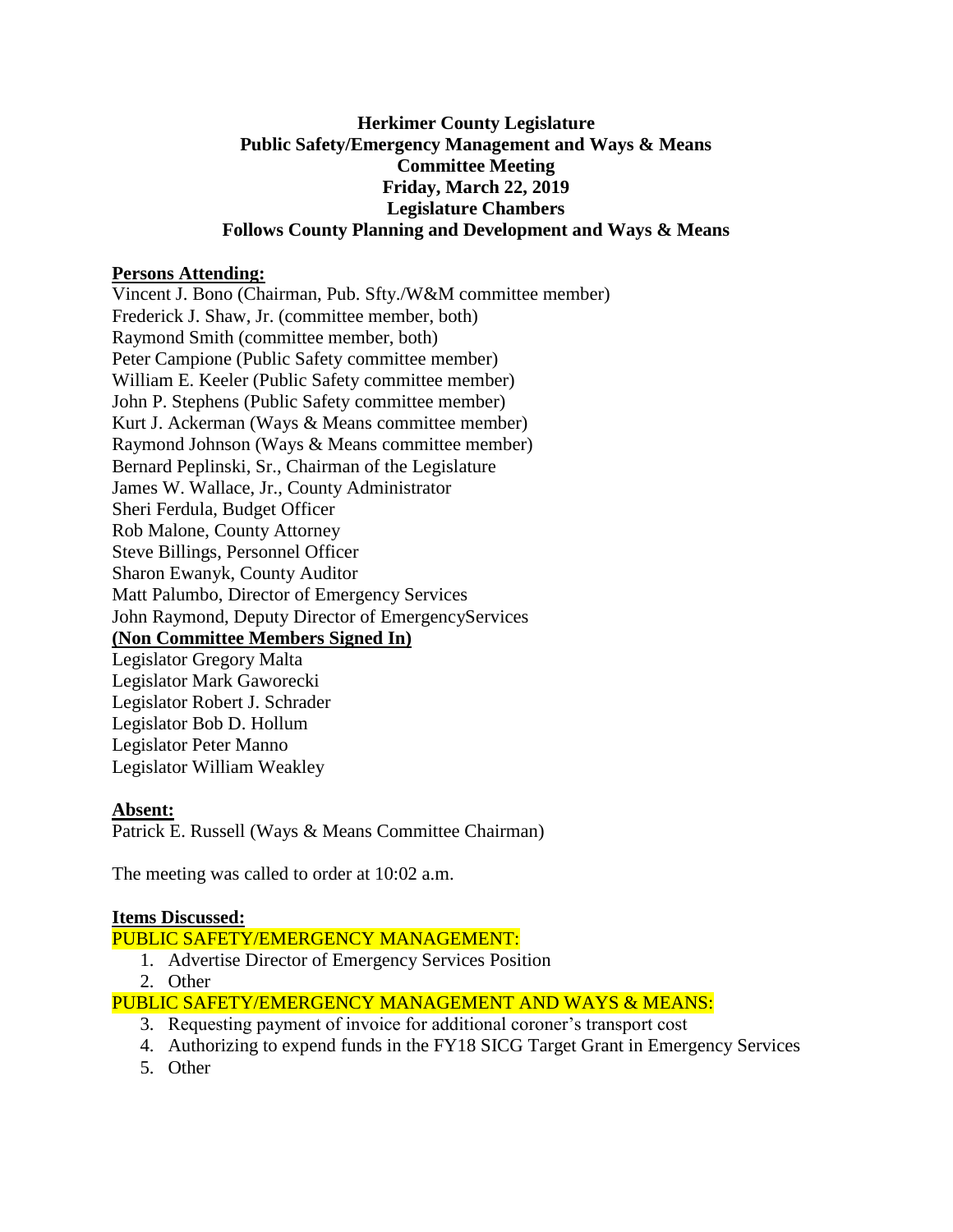# Herkimer County Legislature
## Public Safety/Emergency Management and Ways & Means
## Committee Meeting
## Friday, March 22, 2019
## Legislature Chambers
## Follows County Planning and Development and Ways & Means

**Persons Attending:**

Vincent J. Bono (Chairman, Pub. Sfty./W&M committee member)
Frederick J. Shaw, Jr. (committee member, both)
Raymond Smith (committee member, both)
Peter Campione (Public Safety committee member)
William E. Keeler (Public Safety committee member)
John P. Stephens (Public Safety committee member)
Kurt J. Ackerman (Ways & Means committee member)
Raymond Johnson (Ways & Means committee member)
Bernard Peplinski, Sr., Chairman of the Legislature
James W. Wallace, Jr., County Administrator
Sheri Ferdula, Budget Officer
Rob Malone, County Attorney
Steve Billings, Personnel Officer
Sharon Ewanyk, County Auditor
Matt Palumbo, Director of Emergency Services
John Raymond, Deputy Director of EmergencyServices

**(Non Committee Members Signed In)**

Legislator Gregory Malta
Legislator Mark Gaworecki
Legislator Robert J. Schrader
Legislator Bob D. Hollum
Legislator Peter Manno
Legislator William Weakley

**Absent:**

Patrick E. Russell (Ways & Means Committee Chairman)

The meeting was called to order at 10:02 a.m.

**Items Discussed:**

PUBLIC SAFETY/EMERGENCY MANAGEMENT:

1. Advertise Director of Emergency Services Position
2. Other

PUBLIC SAFETY/EMERGENCY MANAGEMENT AND WAYS & MEANS:

3. Requesting payment of invoice for additional coroner's transport cost
4. Authorizing to expend funds in the FY18 SICG Target Grant in Emergency Services
5. Other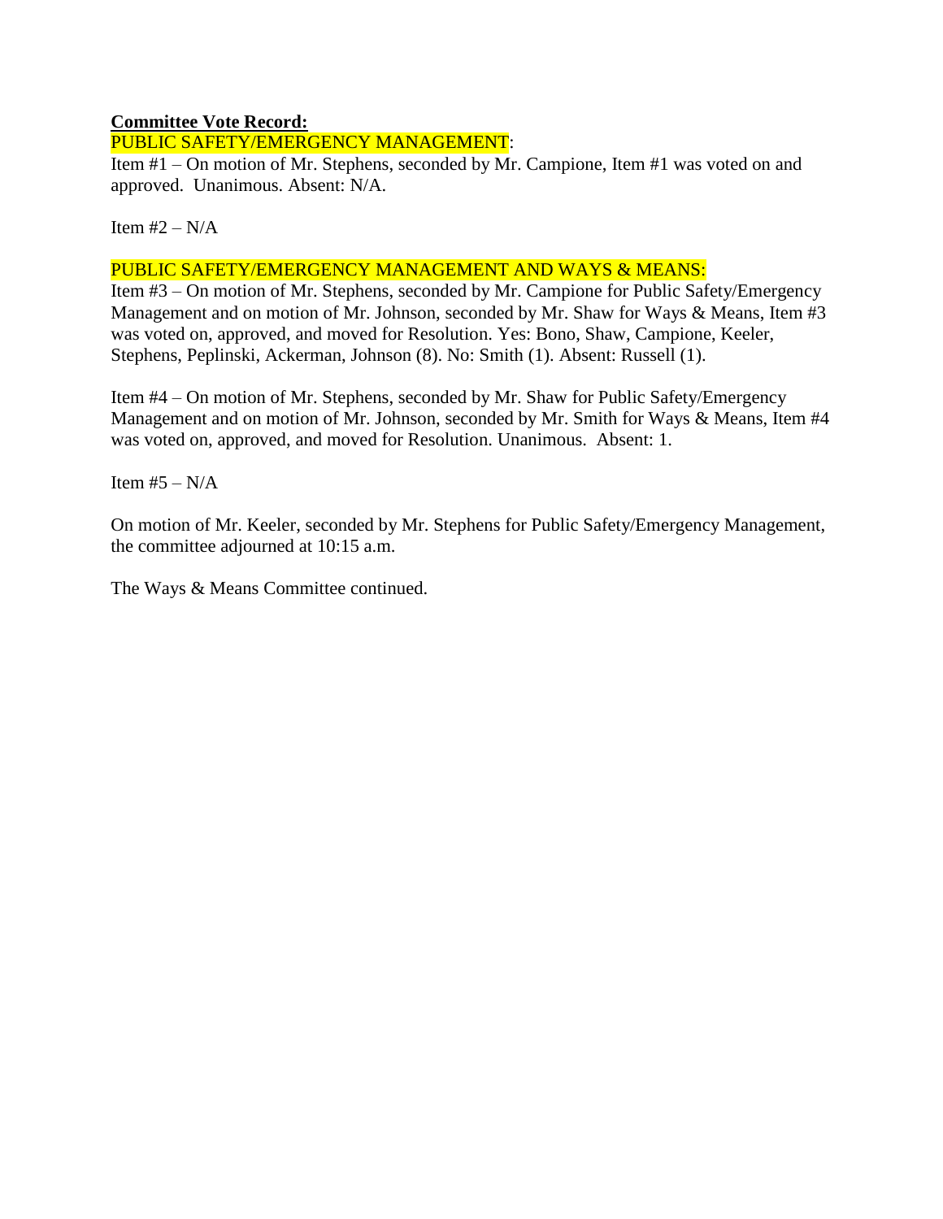**Committee Vote Record:**

PUBLIC SAFETY/EMERGENCY MANAGEMENT:

Item #1 – On motion of Mr. Stephens, seconded by Mr. Campione, Item #1 was voted on and approved. Unanimous. Absent: N/A.

Item #2 – N/A

PUBLIC SAFETY/EMERGENCY MANAGEMENT AND WAYS & MEANS:

Item #3 – On motion of Mr. Stephens, seconded by Mr. Campione for Public Safety/Emergency Management and on motion of Mr. Johnson, seconded by Mr. Shaw for Ways & Means, Item #3 was voted on, approved, and moved for Resolution. Yes: Bono, Shaw, Campione, Keeler, Stephens, Peplinski, Ackerman, Johnson (8). No: Smith (1). Absent: Russell (1).

Item #4 – On motion of Mr. Stephens, seconded by Mr. Shaw for Public Safety/Emergency Management and on motion of Mr. Johnson, seconded by Mr. Smith for Ways & Means, Item #4 was voted on, approved, and moved for Resolution. Unanimous. Absent: 1.

Item #5 – N/A

On motion of Mr. Keeler, seconded by Mr. Stephens for Public Safety/Emergency Management, the committee adjourned at 10:15 a.m.

The Ways & Means Committee continued.